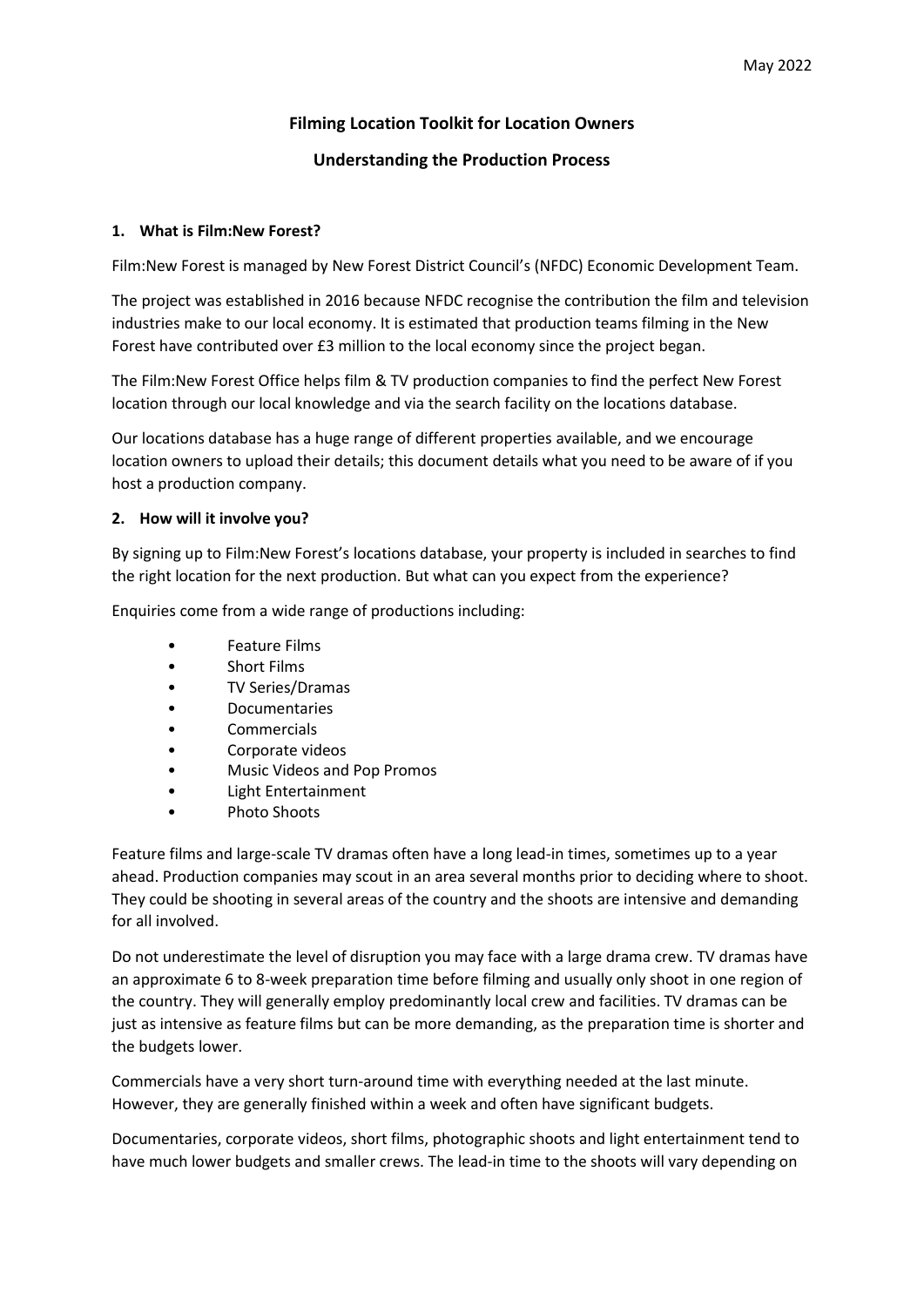May 2022

# Filming Location Toolkit for Location Owners

## Understanding the Production Process

### 1. What is Film:New Forest?

Film:New Forest is managed by New Forest District Council's (NFDC) Economic Development Team.

The project was established in 2016 because NFDC recognise the contribution the film and television industries make to our local economy. It is estimated that production teams filming in the New Forest have contributed over £3 million to the local economy since the project began.

The Film:New Forest Office helps film & TV production companies to find the perfect New Forest location through our local knowledge and via the search facility on the locations database.

Our locations database has a huge range of different properties available, and we encourage location owners to upload their details; this document details what you need to be aware of if you host a production company.

### 2. How will it involve you?

By signing up to Film:New Forest's locations database, your property is included in searches to find the right location for the next production. But what can you expect from the experience?

Enquiries come from a wide range of productions including:

- Feature Films
- Short Films
- TV Series/Dramas
- Documentaries
- Commercials
- Corporate videos
- Music Videos and Pop Promos
- Light Entertainment
- Photo Shoots

Feature films and large-scale TV dramas often have a long lead-in times, sometimes up to a year ahead. Production companies may scout in an area several months prior to deciding where to shoot. They could be shooting in several areas of the country and the shoots are intensive and demanding for all involved.

Do not underestimate the level of disruption you may face with a large drama crew. TV dramas have an approximate 6 to 8-week preparation time before filming and usually only shoot in one region of the country. They will generally employ predominantly local crew and facilities. TV dramas can be just as intensive as feature films but can be more demanding, as the preparation time is shorter and the budgets lower.

Commercials have a very short turn-around time with everything needed at the last minute. However, they are generally finished within a week and often have significant budgets.

Documentaries, corporate videos, short films, photographic shoots and light entertainment tend to have much lower budgets and smaller crews. The lead-in time to the shoots will vary depending on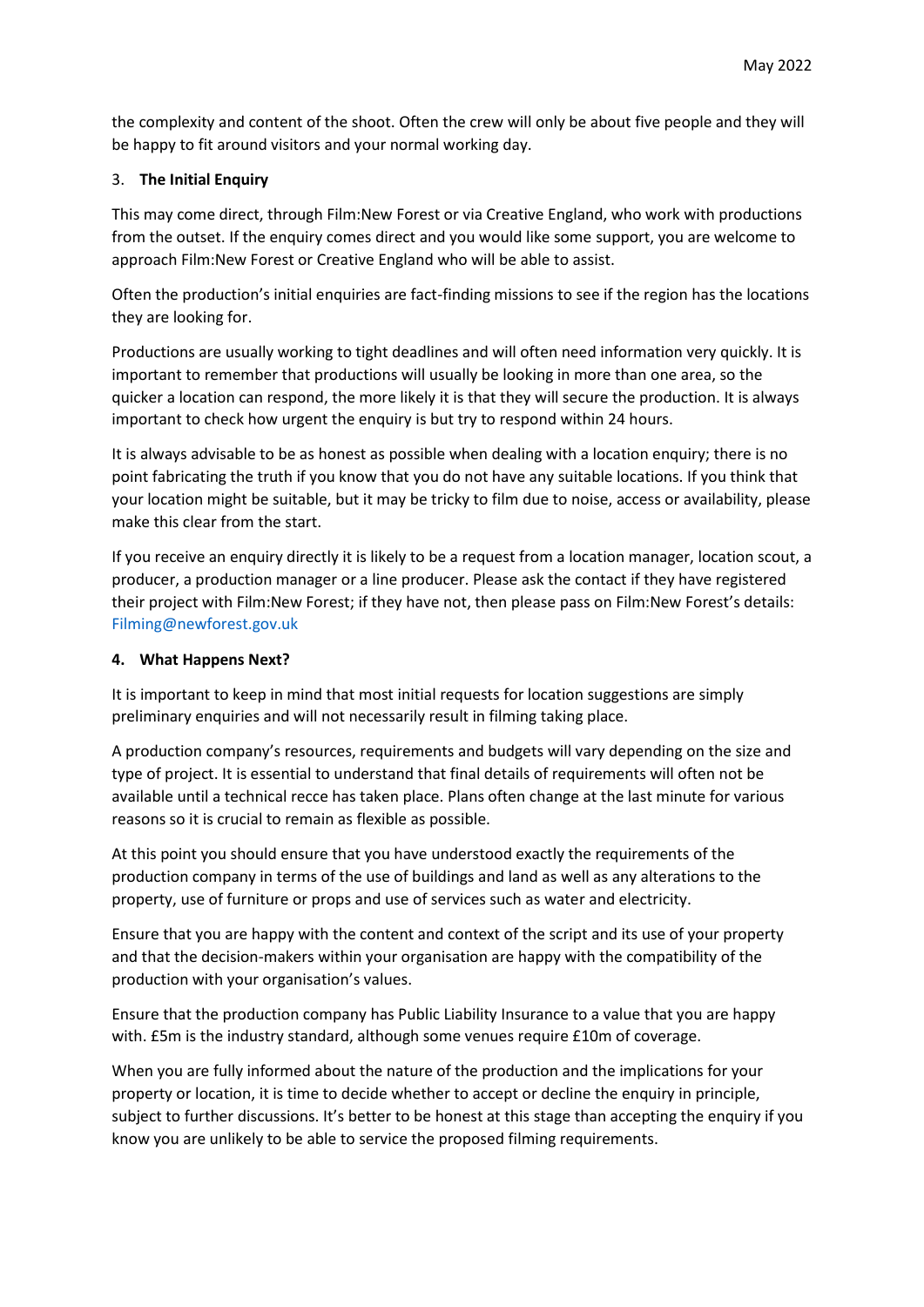the complexity and content of the shoot. Often the crew will only be about five people and they will be happy to fit around visitors and your normal working day.

### 3. **The Initial Enquiry**

This may come direct, through Film:New Forest or via Creative England, who work with productions from the outset. If the enquiry comes direct and you would like some support, you are welcome to approach Film:New Forest or Creative England who will be able to assist.

Often the production's initial enquiries are fact-finding missions to see if the region has the locations they are looking for.

Productions are usually working to tight deadlines and will often need information very quickly. It is important to remember that productions will usually be looking in more than one area, so the quicker a location can respond, the more likely it is that they will secure the production. It is always important to check how urgent the enquiry is but try to respond within 24 hours.

It is always advisable to be as honest as possible when dealing with a location enquiry; there is no point fabricating the truth if you know that you do not have any suitable locations. If you think that your location might be suitable, but it may be tricky to film due to noise, access or availability, please make this clear from the start.

If you receive an enquiry directly it is likely to be a request from a location manager, location scout, a producer, a production manager or a line producer. Please ask the contact if they have registered their project with Film:New Forest; if they have not, then please pass on Film:New Forest's details: Filming@newforest.gov.uk

### **4. What Happens Next?**

It is important to keep in mind that most initial requests for location suggestions are simply preliminary enquiries and will not necessarily result in filming taking place.

A production company's resources, requirements and budgets will vary depending on the size and type of project. It is essential to understand that final details of requirements will often not be available until a technical recce has taken place. Plans often change at the last minute for various reasons so it is crucial to remain as flexible as possible.

At this point you should ensure that you have understood exactly the requirements of the production company in terms of the use of buildings and land as well as any alterations to the property, use of furniture or props and use of services such as water and electricity.

Ensure that you are happy with the content and context of the script and its use of your property and that the decision-makers within your organisation are happy with the compatibility of the production with your organisation's values.

Ensure that the production company has Public Liability Insurance to a value that you are happy with. £5m is the industry standard, although some venues require £10m of coverage.

When you are fully informed about the nature of the production and the implications for your property or location, it is time to decide whether to accept or decline the enquiry in principle, subject to further discussions. It's better to be honest at this stage than accepting the enquiry if you know you are unlikely to be able to service the proposed filming requirements.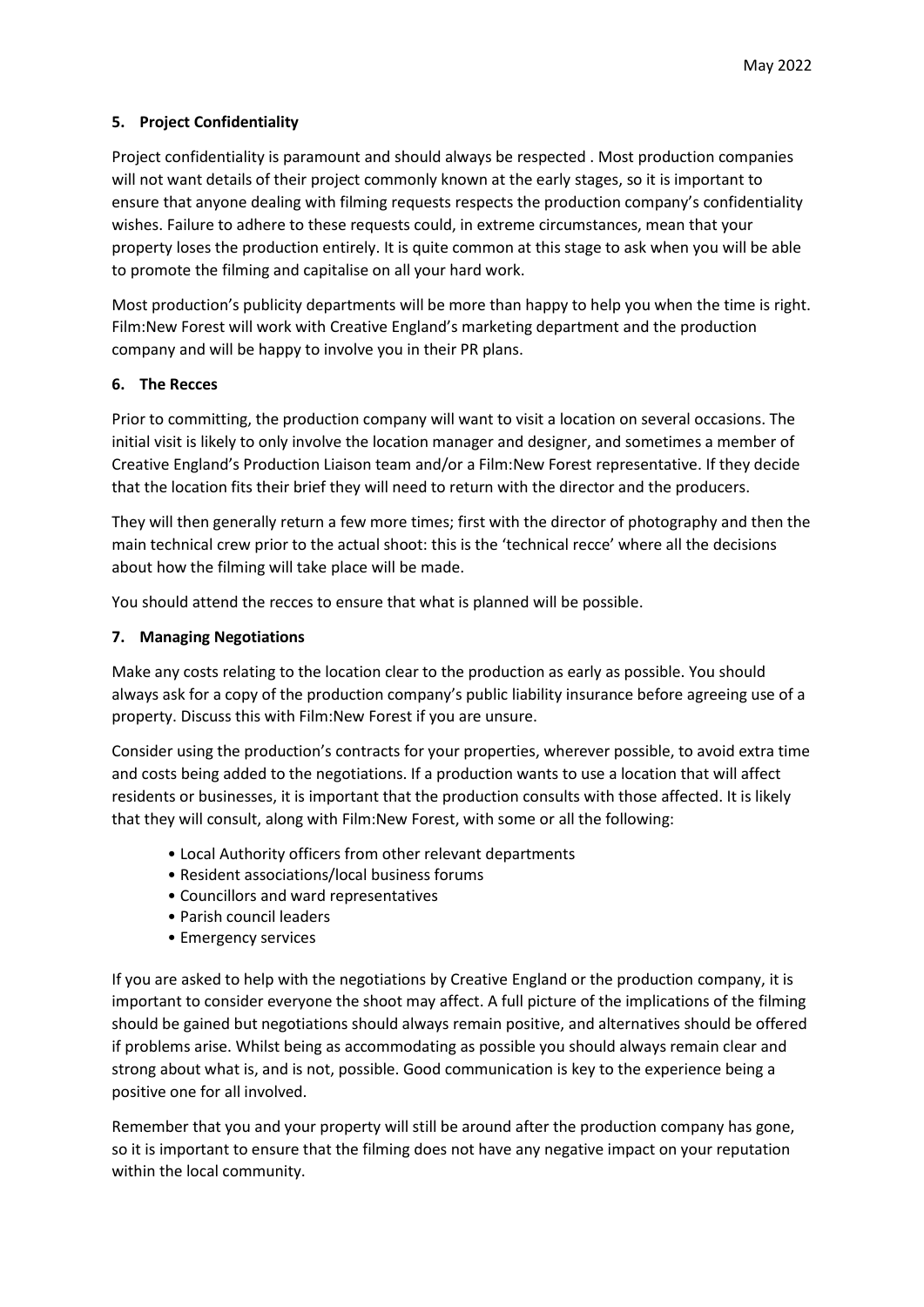## 5. Project Confidentiality

Project confidentiality is paramount and should always be respected . Most production companies will not want details of their project commonly known at the early stages, so it is important to ensure that anyone dealing with filming requests respects the production company's confidentiality wishes. Failure to adhere to these requests could, in extreme circumstances, mean that your property loses the production entirely. It is quite common at this stage to ask when you will be able to promote the filming and capitalise on all your hard work.

Most production's publicity departments will be more than happy to help you when the time is right. Film:New Forest will work with Creative England's marketing department and the production company and will be happy to involve you in their PR plans.

## 6. The Recces

Prior to committing, the production company will want to visit a location on several occasions. The initial visit is likely to only involve the location manager and designer, and sometimes a member of Creative England's Production Liaison team and/or a Film:New Forest representative. If they decide that the location fits their brief they will need to return with the director and the producers.

They will then generally return a few more times; first with the director of photography and then the main technical crew prior to the actual shoot: this is the 'technical recce' where all the decisions about how the filming will take place will be made.

You should attend the recces to ensure that what is planned will be possible.

## 7. Managing Negotiations

Make any costs relating to the location clear to the production as early as possible. You should always ask for a copy of the production company's public liability insurance before agreeing use of a property. Discuss this with Film:New Forest if you are unsure.

Consider using the production's contracts for your properties, wherever possible, to avoid extra time and costs being added to the negotiations. If a production wants to use a location that will affect residents or businesses, it is important that the production consults with those affected. It is likely that they will consult, along with Film:New Forest, with some or all the following:

- Local Authority officers from other relevant departments
- Resident associations/local business forums
- Councillors and ward representatives
- Parish council leaders
- Emergency services

If you are asked to help with the negotiations by Creative England or the production company, it is important to consider everyone the shoot may affect. A full picture of the implications of the filming should be gained but negotiations should always remain positive, and alternatives should be offered if problems arise. Whilst being as accommodating as possible you should always remain clear and strong about what is, and is not, possible. Good communication is key to the experience being a positive one for all involved.

Remember that you and your property will still be around after the production company has gone, so it is important to ensure that the filming does not have any negative impact on your reputation within the local community.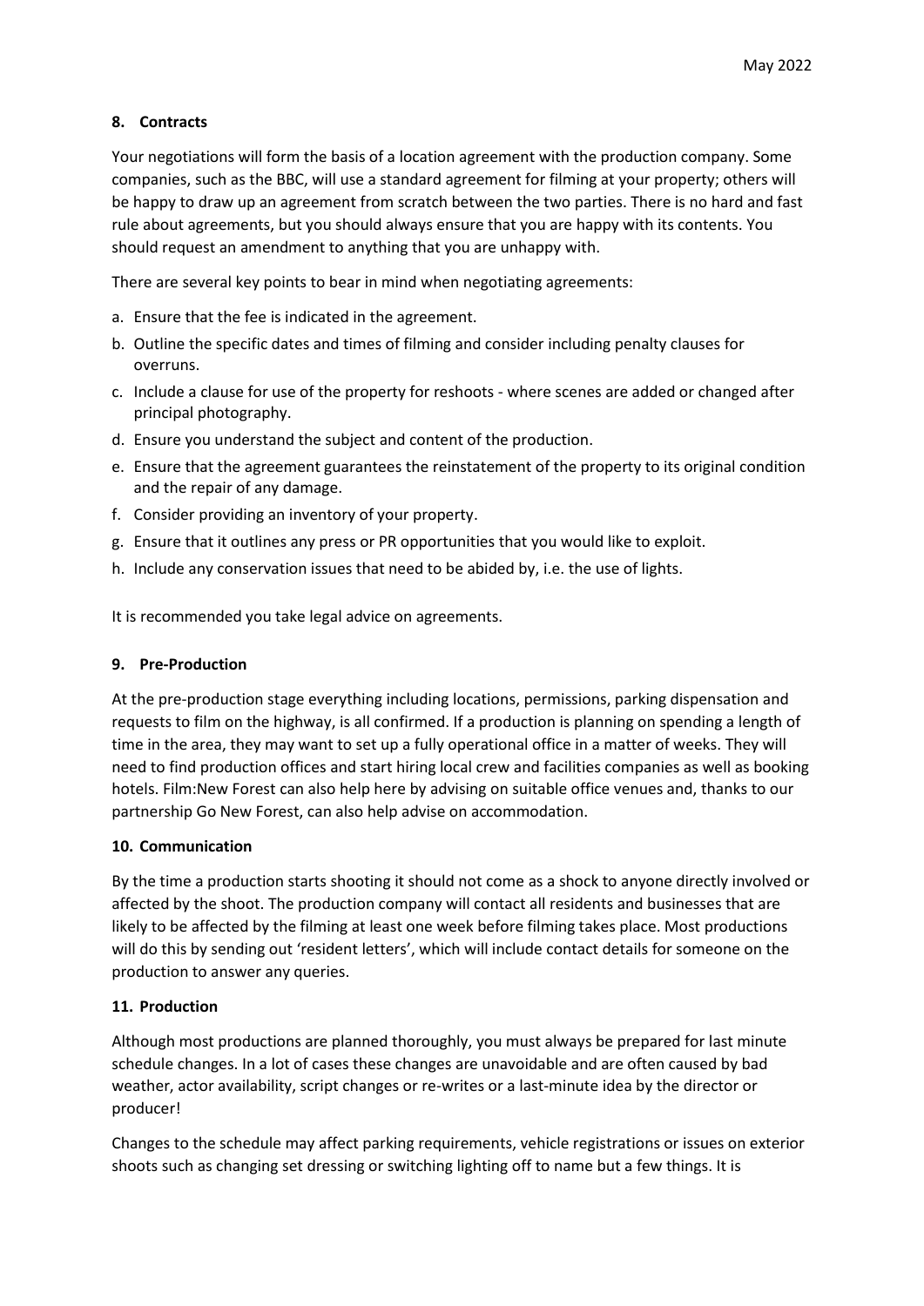## 8. Contracts

Your negotiations will form the basis of a location agreement with the production company. Some companies, such as the BBC, will use a standard agreement for filming at your property; others will be happy to draw up an agreement from scratch between the two parties. There is no hard and fast rule about agreements, but you should always ensure that you are happy with its contents. You should request an amendment to anything that you are unhappy with.

There are several key points to bear in mind when negotiating agreements:

a. Ensure that the fee is indicated in the agreement.
b. Outline the specific dates and times of filming and consider including penalty clauses for overruns.
c. Include a clause for use of the property for reshoots - where scenes are added or changed after principal photography.
d. Ensure you understand the subject and content of the production.
e. Ensure that the agreement guarantees the reinstatement of the property to its original condition and the repair of any damage.
f. Consider providing an inventory of your property.
g. Ensure that it outlines any press or PR opportunities that you would like to exploit.
h. Include any conservation issues that need to be abided by, i.e. the use of lights.

It is recommended you take legal advice on agreements.

## 9. Pre-Production

At the pre-production stage everything including locations, permissions, parking dispensation and requests to film on the highway, is all confirmed. If a production is planning on spending a length of time in the area, they may want to set up a fully operational office in a matter of weeks. They will need to find production offices and start hiring local crew and facilities companies as well as booking hotels. Film:New Forest can also help here by advising on suitable office venues and, thanks to our partnership Go New Forest, can also help advise on accommodation.

## 10. Communication

By the time a production starts shooting it should not come as a shock to anyone directly involved or affected by the shoot. The production company will contact all residents and businesses that are likely to be affected by the filming at least one week before filming takes place. Most productions will do this by sending out 'resident letters', which will include contact details for someone on the production to answer any queries.

## 11. Production

Although most productions are planned thoroughly, you must always be prepared for last minute schedule changes. In a lot of cases these changes are unavoidable and are often caused by bad weather, actor availability, script changes or re-writes or a last-minute idea by the director or producer!

Changes to the schedule may affect parking requirements, vehicle registrations or issues on exterior shoots such as changing set dressing or switching lighting off to name but a few things. It is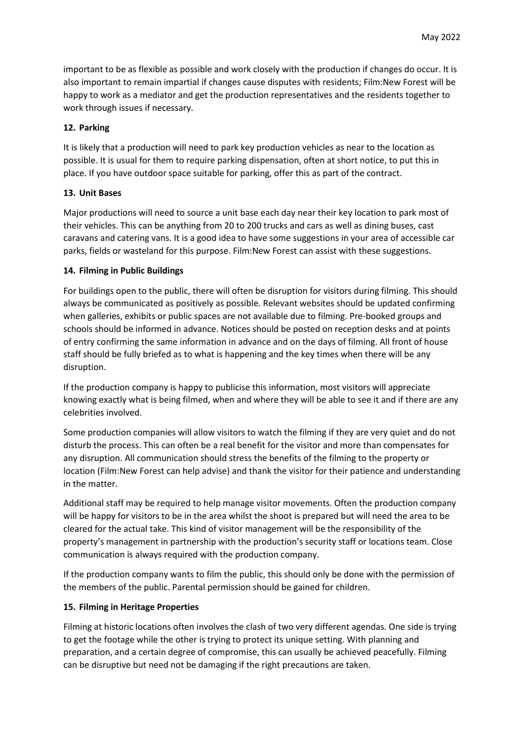important to be as flexible as possible and work closely with the production if changes do occur. It is also important to remain impartial if changes cause disputes with residents; Film:New Forest will be happy to work as a mediator and get the production representatives and the residents together to work through issues if necessary.

## 12. Parking

It is likely that a production will need to park key production vehicles as near to the location as possible. It is usual for them to require parking dispensation, often at short notice, to put this in place. If you have outdoor space suitable for parking, offer this as part of the contract.

## 13. Unit Bases

Major productions will need to source a unit base each day near their key location to park most of their vehicles. This can be anything from 20 to 200 trucks and cars as well as dining buses, cast caravans and catering vans. It is a good idea to have some suggestions in your area of accessible car parks, fields or wasteland for this purpose. Film:New Forest can assist with these suggestions.

## 14. Filming in Public Buildings

For buildings open to the public, there will often be disruption for visitors during filming. This should always be communicated as positively as possible. Relevant websites should be updated confirming when galleries, exhibits or public spaces are not available due to filming. Pre-booked groups and schools should be informed in advance. Notices should be posted on reception desks and at points of entry confirming the same information in advance and on the days of filming. All front of house staff should be fully briefed as to what is happening and the key times when there will be any disruption.

If the production company is happy to publicise this information, most visitors will appreciate knowing exactly what is being filmed, when and where they will be able to see it and if there are any celebrities involved.

Some production companies will allow visitors to watch the filming if they are very quiet and do not disturb the process. This can often be a real benefit for the visitor and more than compensates for any disruption. All communication should stress the benefits of the filming to the property or location (Film:New Forest can help advise) and thank the visitor for their patience and understanding in the matter.

Additional staff may be required to help manage visitor movements. Often the production company will be happy for visitors to be in the area whilst the shoot is prepared but will need the area to be cleared for the actual take. This kind of visitor management will be the responsibility of the property's management in partnership with the production's security staff or locations team. Close communication is always required with the production company.

If the production company wants to film the public, this should only be done with the permission of the members of the public. Parental permission should be gained for children.

## 15. Filming in Heritage Properties

Filming at historic locations often involves the clash of two very different agendas. One side is trying to get the footage while the other is trying to protect its unique setting. With planning and preparation, and a certain degree of compromise, this can usually be achieved peacefully. Filming can be disruptive but need not be damaging if the right precautions are taken.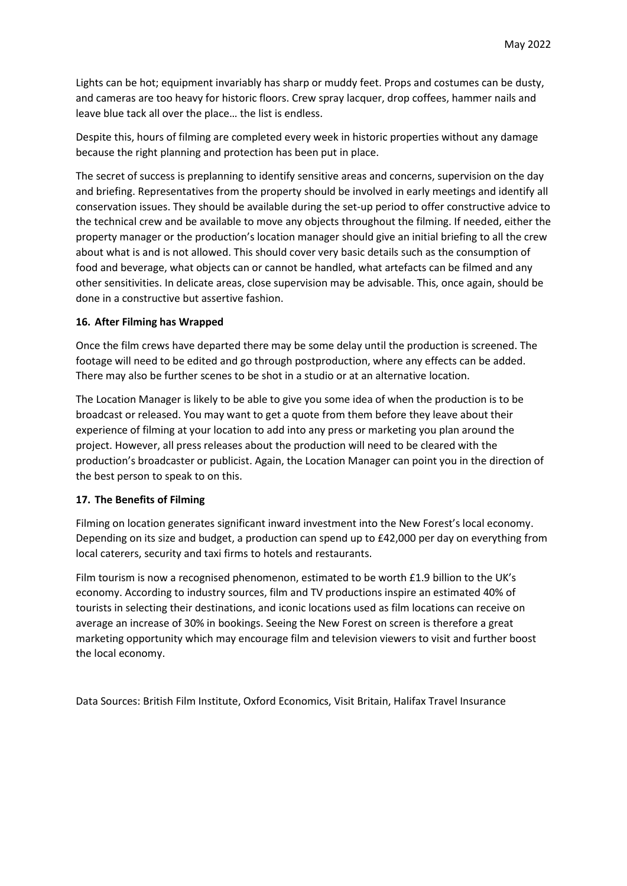Lights can be hot; equipment invariably has sharp or muddy feet. Props and costumes can be dusty, and cameras are too heavy for historic floors. Crew spray lacquer, drop coffees, hammer nails and leave blue tack all over the place… the list is endless.

Despite this, hours of filming are completed every week in historic properties without any damage because the right planning and protection has been put in place.

The secret of success is preplanning to identify sensitive areas and concerns, supervision on the day and briefing. Representatives from the property should be involved in early meetings and identify all conservation issues. They should be available during the set-up period to offer constructive advice to the technical crew and be available to move any objects throughout the filming. If needed, either the property manager or the production's location manager should give an initial briefing to all the crew about what is and is not allowed. This should cover very basic details such as the consumption of food and beverage, what objects can or cannot be handled, what artefacts can be filmed and any other sensitivities. In delicate areas, close supervision may be advisable. This, once again, should be done in a constructive but assertive fashion.

## 16. After Filming has Wrapped

Once the film crews have departed there may be some delay until the production is screened. The footage will need to be edited and go through postproduction, where any effects can be added. There may also be further scenes to be shot in a studio or at an alternative location.

The Location Manager is likely to be able to give you some idea of when the production is to be broadcast or released. You may want to get a quote from them before they leave about their experience of filming at your location to add into any press or marketing you plan around the project. However, all press releases about the production will need to be cleared with the production's broadcaster or publicist. Again, the Location Manager can point you in the direction of the best person to speak to on this.

## 17. The Benefits of Filming

Filming on location generates significant inward investment into the New Forest's local economy. Depending on its size and budget, a production can spend up to £42,000 per day on everything from local caterers, security and taxi firms to hotels and restaurants.

Film tourism is now a recognised phenomenon, estimated to be worth £1.9 billion to the UK's economy. According to industry sources, film and TV productions inspire an estimated 40% of tourists in selecting their destinations, and iconic locations used as film locations can receive on average an increase of 30% in bookings. Seeing the New Forest on screen is therefore a great marketing opportunity which may encourage film and television viewers to visit and further boost the local economy.

Data Sources: British Film Institute, Oxford Economics, Visit Britain, Halifax Travel Insurance